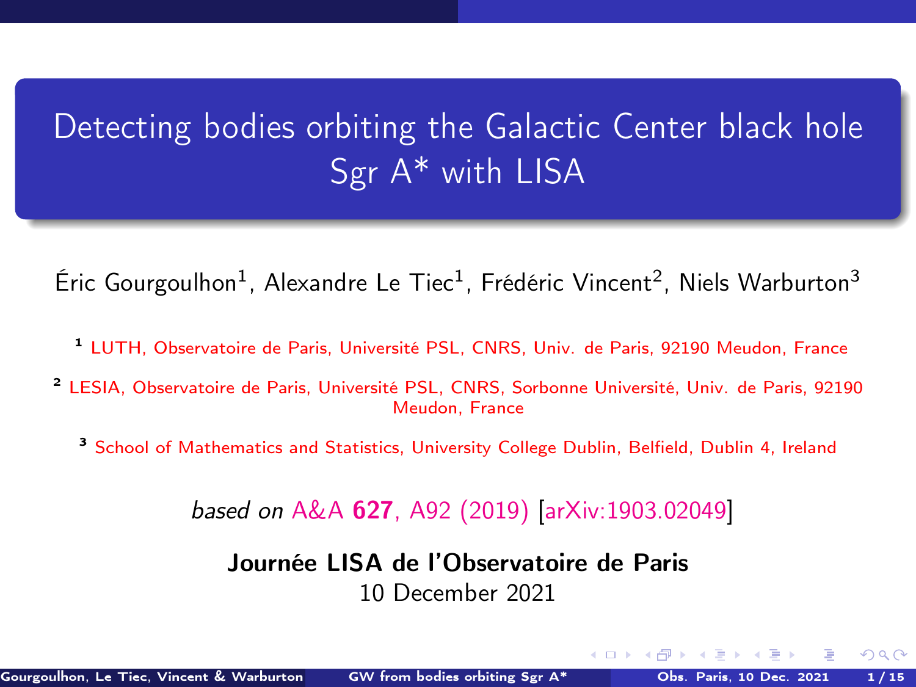# Detecting bodies orbiting the Galactic Center black hole Sgr A* with LISA

Éric Gourgoulhon[1], Alexandre Le Tiec[1], Frédéric Vincent[2], Niels Warburton[3]

[1] LUTH, Observatoire de Paris, Université PSL, CNRS, Univ. de Paris, 92190 Meudon, France

[2] LESIA, Observatoire de Paris, Université PSL, CNRS, Sorbonne Université, Univ. de Paris, 92190 Meudon, France

[3] School of Mathematics and Statistics, University College Dublin, Belfield, Dublin 4, Ireland

*based on* A&A **627**, A92 (2019) [arXiv:1903.02049]

**Journée LISA de l'Observatoire de Paris**

10 December 2021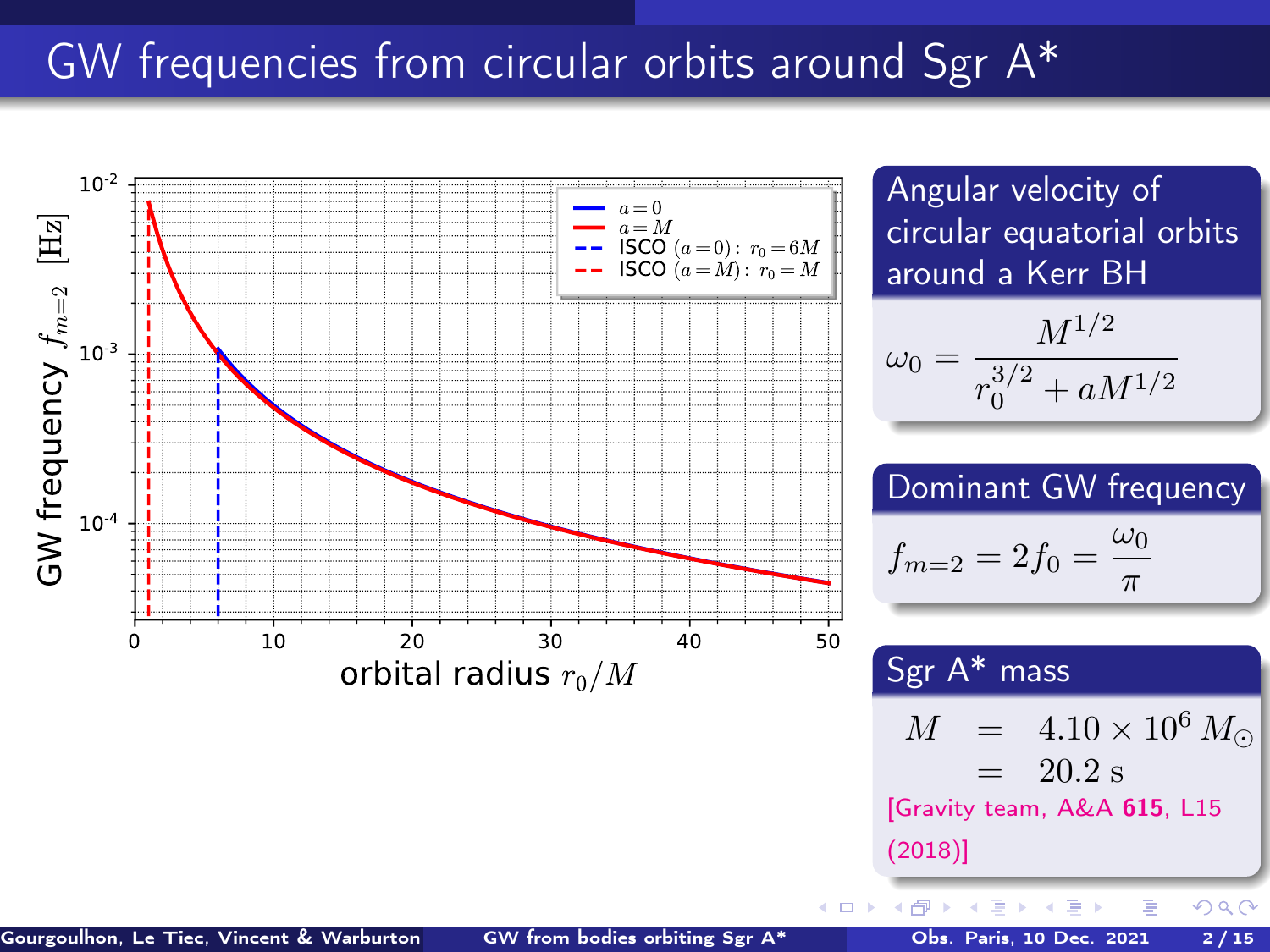# GW frequencies from circular orbits around Sgr A*

## Angular velocity of circular equatorial orbits around a Kerr BH

$$\omega_0 = \frac{M^{1/2}}{r_0^{3/2} + aM^{1/2}}$$

## Dominant GW frequency

$$f_{m=2} = 2f_0 = \frac{\omega_0}{\pi}$$

## Sgr A* mass

$$M = 4.10 \times 10^6\, M_\odot = 20.2\ \mathrm{s}$$

[Gravity team, A&A **615**, L15 (2018)]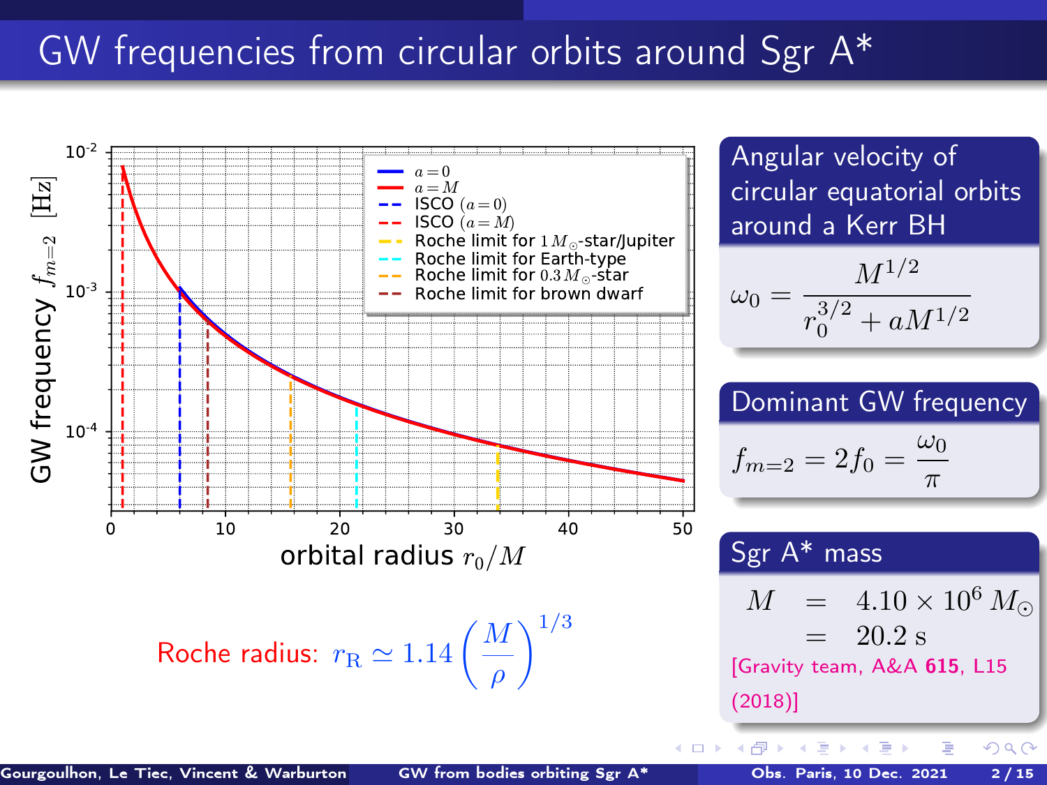# GW frequencies from circular orbits around Sgr A*

Roche radius: $r_R \simeq 1.14 \left(\frac{M}{\rho}\right)^{1/3}$

**Angular velocity of circular equatorial orbits around a Kerr BH**

$$\omega_0 = \frac{M^{1/2}}{r_0^{3/2} + aM^{1/2}}$$

**Dominant GW frequency**

$$f_{m=2} = 2f_0 = \frac{\omega_0}{\pi}$$

**Sgr A* mass**

$$M = 4.10 \times 10^6 \, M_\odot = 20.2 \text{ s}$$

[Gravity team, A&A **615**, L15 (2018)]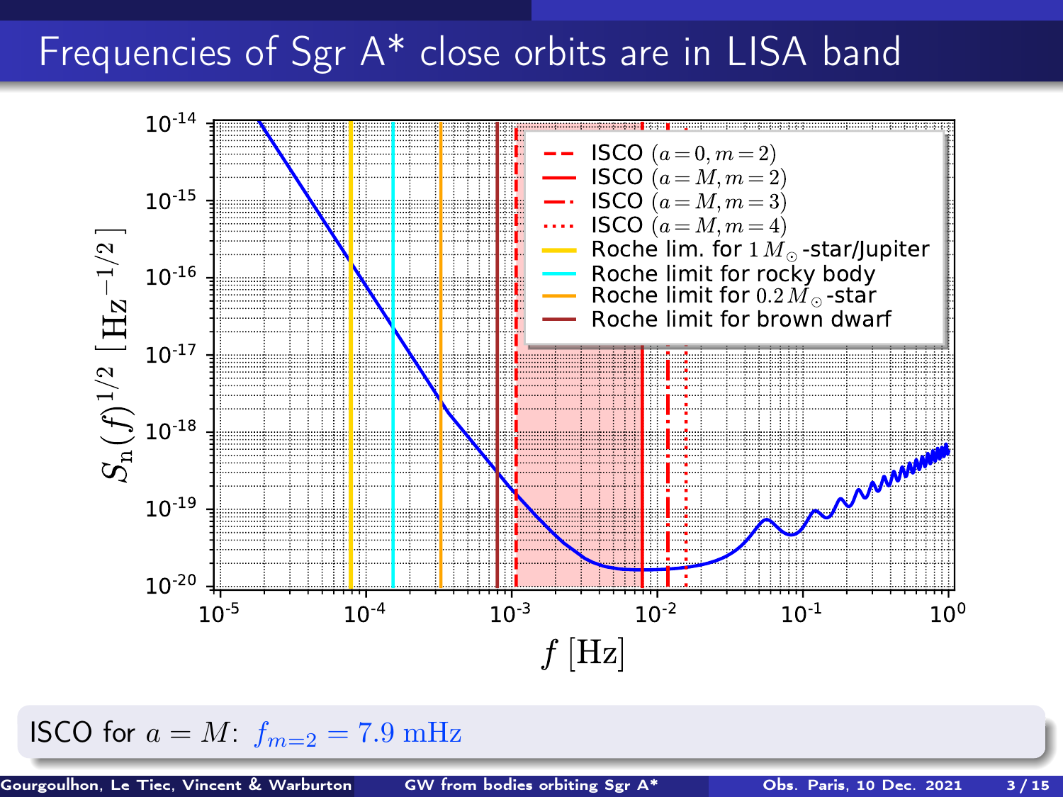# Frequencies of Sgr A* close orbits are in LISA band

ISCO for $a = M$: $f_{m=2} = 7.9 \text{ mHz}$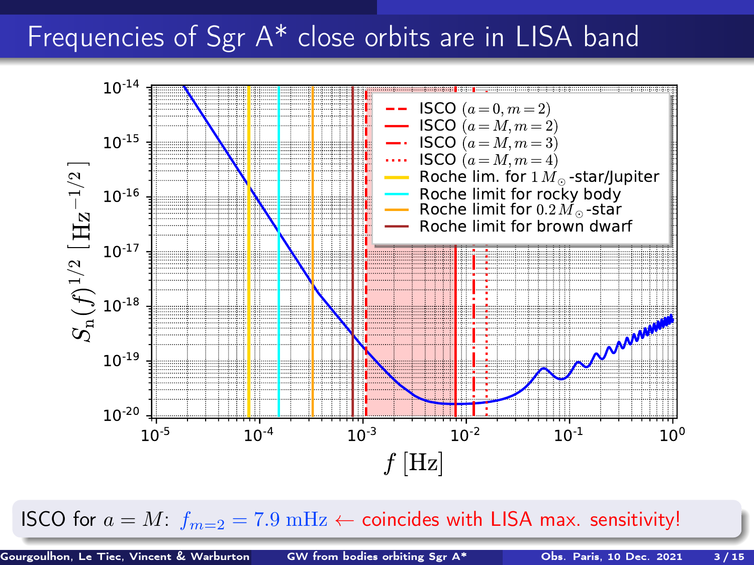# Frequencies of Sgr A* close orbits are in LISA band

ISCO for $a = M$: $f_{m=2} = 7.9\ \mathrm{mHz}$ ← coincides with LISA max. sensitivity!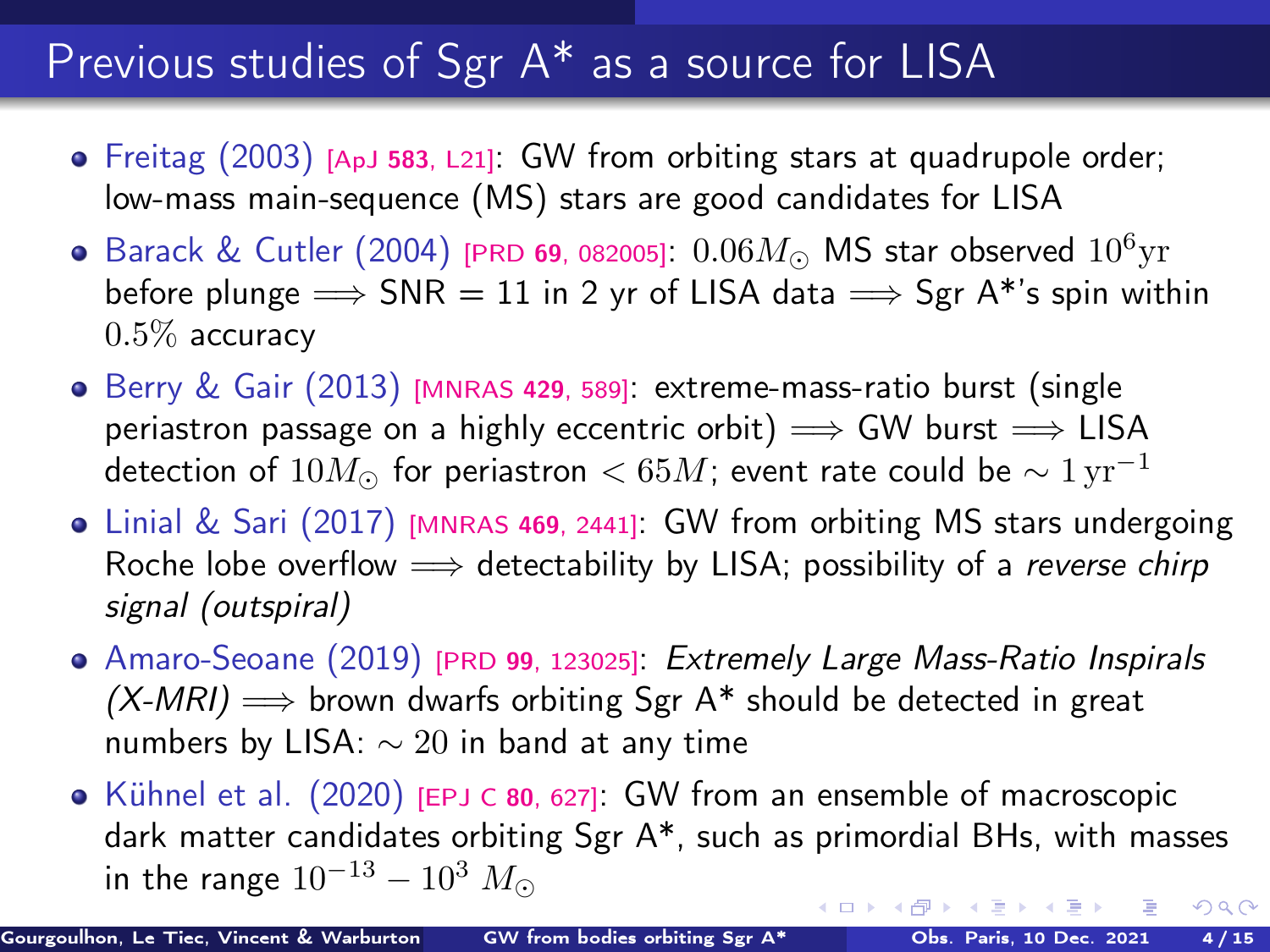# Previous studies of Sgr A* as a source for LISA

- Freitag (2003) [ApJ **583**, L21]: GW from orbiting stars at quadrupole order; low-mass main-sequence (MS) stars are good candidates for LISA
- Barack & Cutler (2004) [PRD **69**, 082005]: $0.06 M_\odot$ MS star observed $10^6 \mathrm{yr}$ before plunge $\Longrightarrow$ SNR = 11 in 2 yr of LISA data $\Longrightarrow$ Sgr A*'s spin within $0.5\%$ accuracy
- Berry & Gair (2013) [MNRAS **429**, 589]: extreme-mass-ratio burst (single periastron passage on a highly eccentric orbit) $\Longrightarrow$ GW burst $\Longrightarrow$ LISA detection of $10 M_\odot$ for periastron $< 65M$; event rate could be $\sim 1\,\mathrm{yr}^{-1}$
- Linial & Sari (2017) [MNRAS **469**, 2441]: GW from orbiting MS stars undergoing Roche lobe overflow $\Longrightarrow$ detectability by LISA; possibility of a *reverse chirp signal (outspiral)*
- Amaro-Seoane (2019) [PRD **99**, 123025]: *Extremely Large Mass-Ratio Inspirals (X-MRI)* $\Longrightarrow$ brown dwarfs orbiting Sgr A* should be detected in great numbers by LISA: $\sim 20$ in band at any time
- Kühnel et al. (2020) [EPJ C **80**, 627]: GW from an ensemble of macroscopic dark matter candidates orbiting Sgr A*, such as primordial BHs, with masses in the range $10^{-13} - 10^{3}\ M_\odot$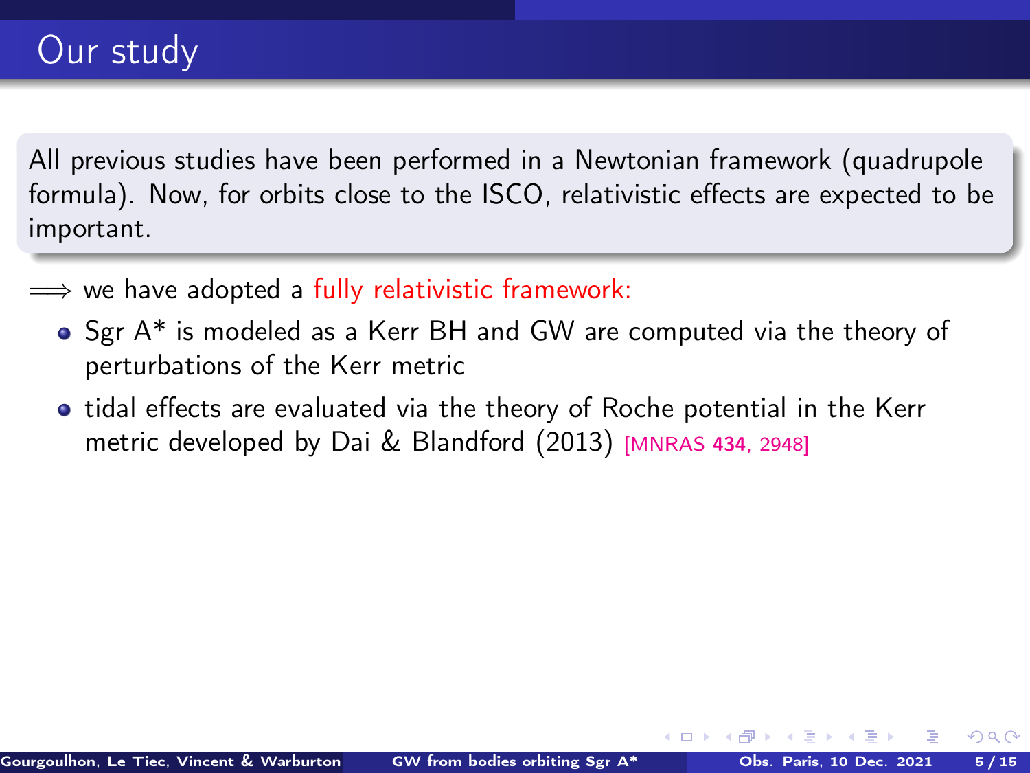# Our study

All previous studies have been performed in a Newtonian framework (quadrupole formula). Now, for orbits close to the ISCO, relativistic effects are expected to be important.

$\Longrightarrow$ we have adopted a fully relativistic framework:

- Sgr A* is modeled as a Kerr BH and GW are computed via the theory of perturbations of the Kerr metric
- tidal effects are evaluated via the theory of Roche potential in the Kerr metric developed by Dai & Blandford (2013) [MNRAS **434**, 2948]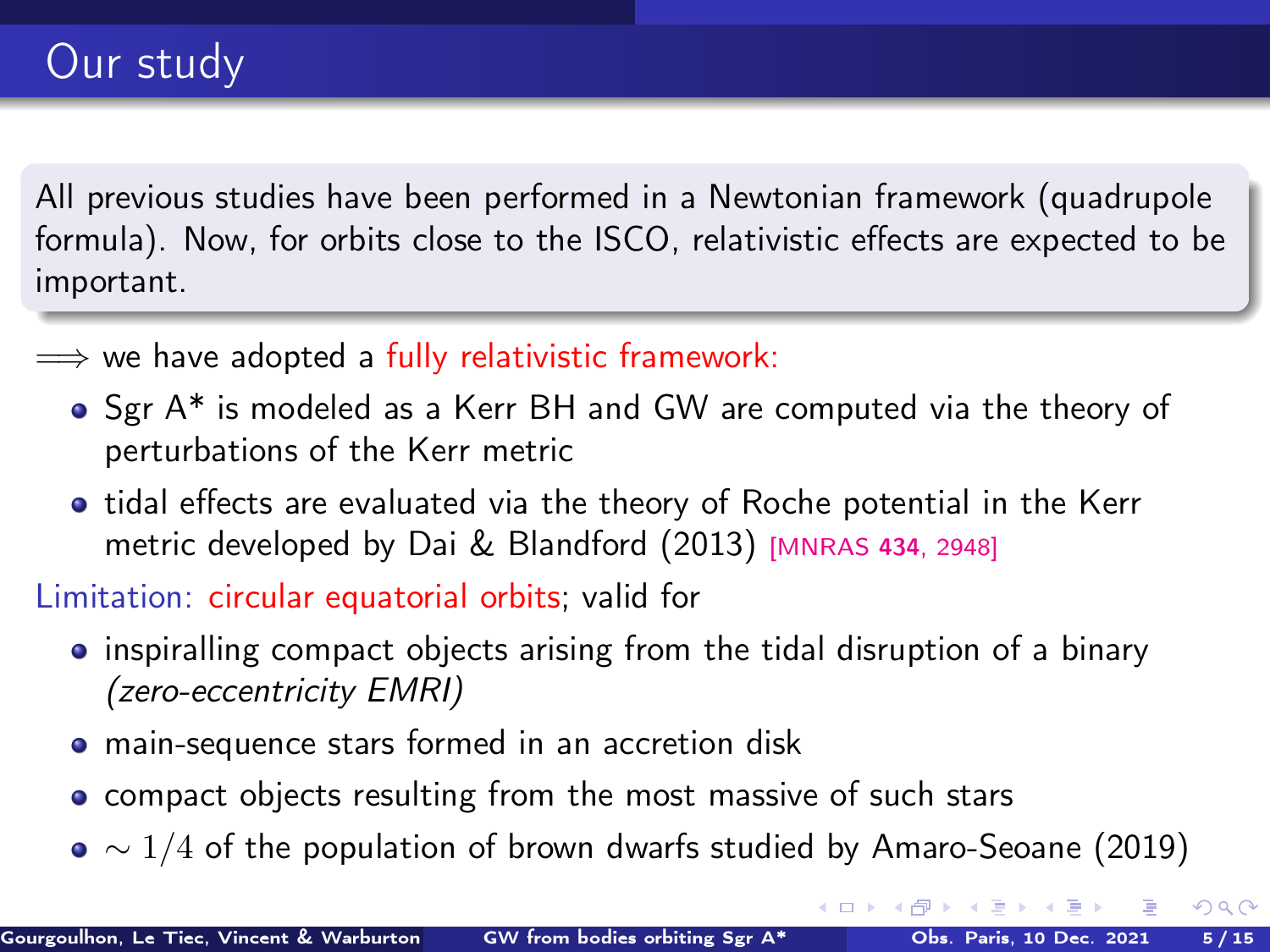# Our study

All previous studies have been performed in a Newtonian framework (quadrupole formula). Now, for orbits close to the ISCO, relativistic effects are expected to be important.

$\Longrightarrow$ we have adopted a fully relativistic framework:

- Sgr A* is modeled as a Kerr BH and GW are computed via the theory of perturbations of the Kerr metric
- tidal effects are evaluated via the theory of Roche potential in the Kerr metric developed by Dai & Blandford (2013) [MNRAS **434**, 2948]

Limitation: circular equatorial orbits; valid for

- inspiralling compact objects arising from the tidal disruption of a binary *(zero-eccentricity EMRI)*
- main-sequence stars formed in an accretion disk
- compact objects resulting from the most massive of such stars
- $\sim 1/4$ of the population of brown dwarfs studied by Amaro-Seoane (2019)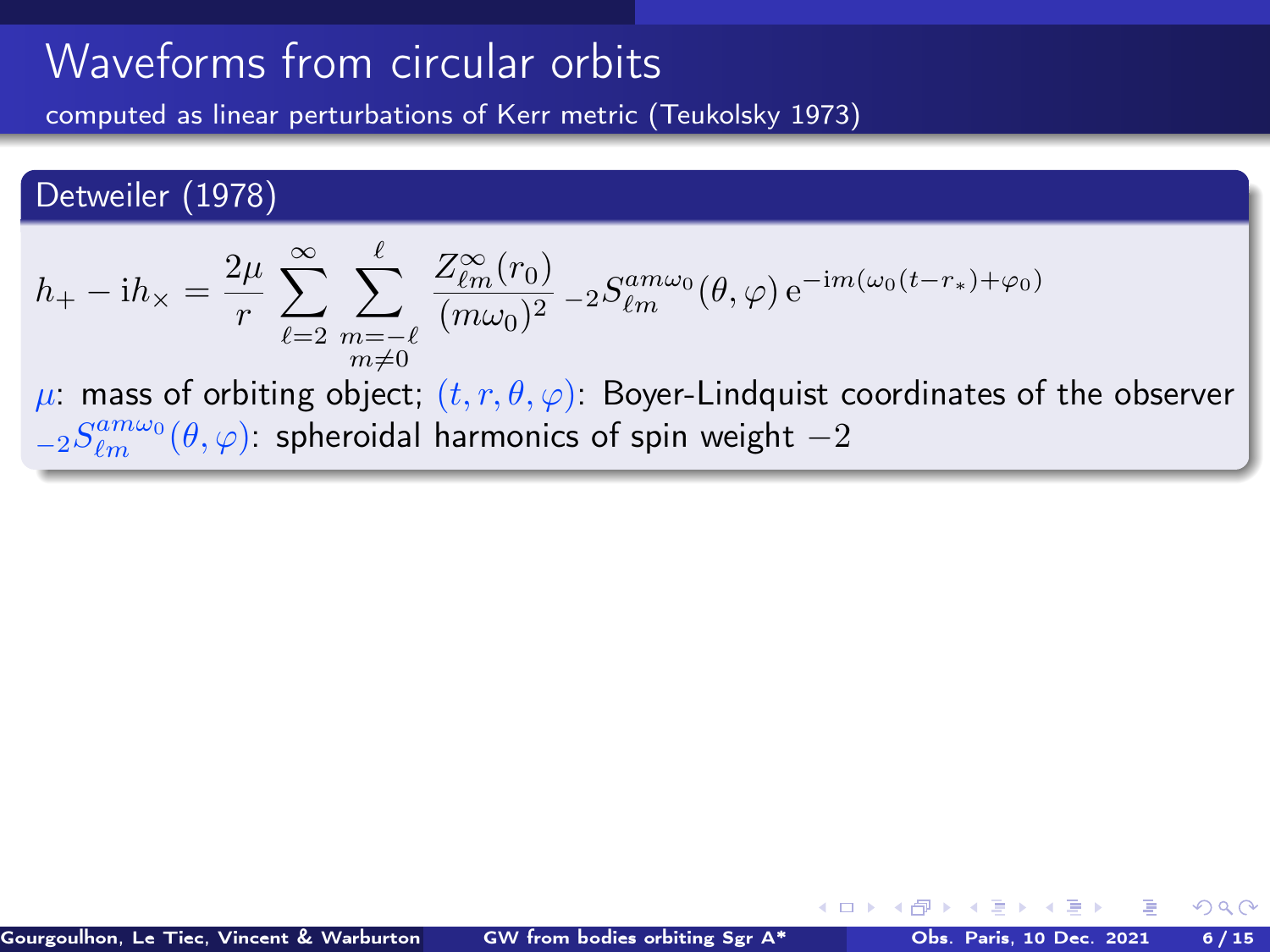# Waveforms from circular orbits

computed as linear perturbations of Kerr metric (Teukolsky 1973)

## Detweiler (1978)

$$h_+ - \mathrm{i}h_\times = \frac{2\mu}{r} \sum_{\ell=2}^{\infty} \sum_{\substack{m=-\ell \\ m\neq 0}}^{\ell} \frac{Z^{\infty}_{\ell m}(r_0)}{(m\omega_0)^2} \, {}_{-2}S^{am\omega_0}_{\ell m}(\theta,\varphi) \, \mathrm{e}^{-\mathrm{i}m(\omega_0(t-r_*)+\varphi_0)}$$

$\mu$: mass of orbiting object; $(t,r,\theta,\varphi)$: Boyer-Lindquist coordinates of the observer

${}_{-2}S^{am\omega_0}_{\ell m}(\theta,\varphi)$: spheroidal harmonics of spin weight $-2$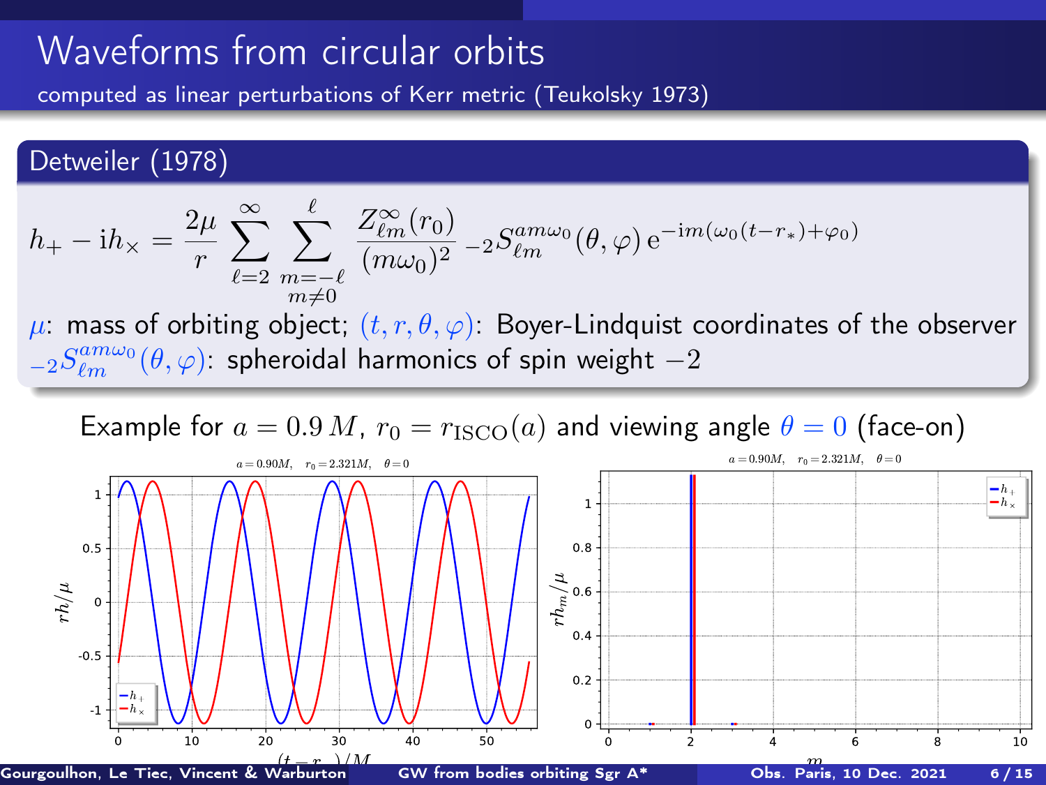# Waveforms from circular orbits

computed as linear perturbations of Kerr metric (Teukolsky 1973)

## Detweiler (1978)

$$h_+ - \mathrm{i}h_\times = \frac{2\mu}{r} \sum_{\ell=2}^{\infty} \sum_{\substack{m=-\ell \\ m\neq 0}}^{\ell} \frac{Z^\infty_{\ell m}(r_0)}{(m\omega_0)^2} \, {}_{-2}S^{am\omega_0}_{\ell m}(\theta,\varphi) \, \mathrm{e}^{-\mathrm{i}m(\omega_0(t-r_*)+\varphi_0)}$$

$\mu$: mass of orbiting object; $(t, r, \theta, \varphi)$: Boyer-Lindquist coordinates of the observer
${}_{-2}S^{am\omega_0}_{\ell m}(\theta,\varphi)$: spheroidal harmonics of spin weight $-2$

Example for $a = 0.9\,M$, $r_0 = r_{\mathrm{ISCO}}(a)$ and viewing angle $\theta = 0$ (face-on)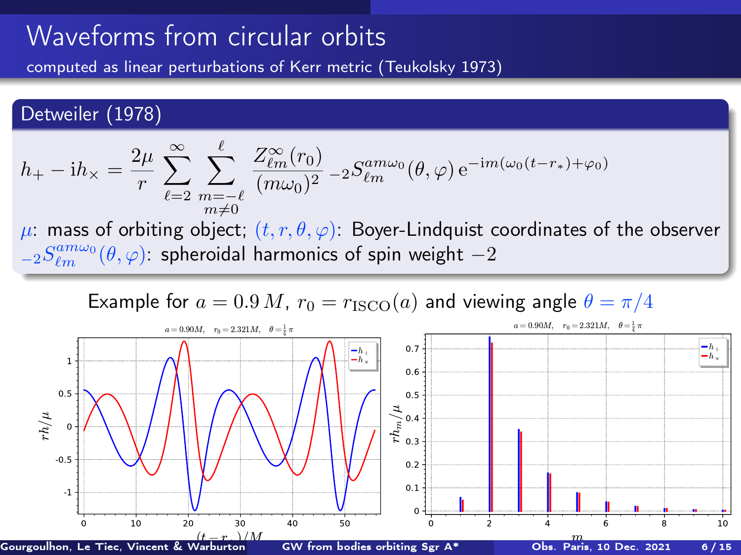# Waveforms from circular orbits

computed as linear perturbations of Kerr metric (Teukolsky 1973)

## Detweiler (1978)

$$h_+ - \mathrm{i} h_\times = \frac{2\mu}{r} \sum_{\ell=2}^{\infty} \sum_{\substack{m=-\ell \\ m\neq 0}}^{\ell} \frac{Z^\infty_{\ell m}(r_0)}{(m\omega_0)^2} \, {}_{-2}S^{am\omega_0}_{\ell m}(\theta, \varphi) \, \mathrm{e}^{-\mathrm{i}m(\omega_0(t-r_*)+\varphi_0)}$$

$\mu$: mass of orbiting object; $(t, r, \theta, \varphi)$: Boyer-Lindquist coordinates of the observer
${}_{-2}S^{am\omega_0}_{\ell m}(\theta, \varphi)$: spheroidal harmonics of spin weight $-2$

Example for $a = 0.9\,M$, $r_0 = r_{\mathrm{ISCO}}(a)$ and viewing angle $\theta = \pi/4$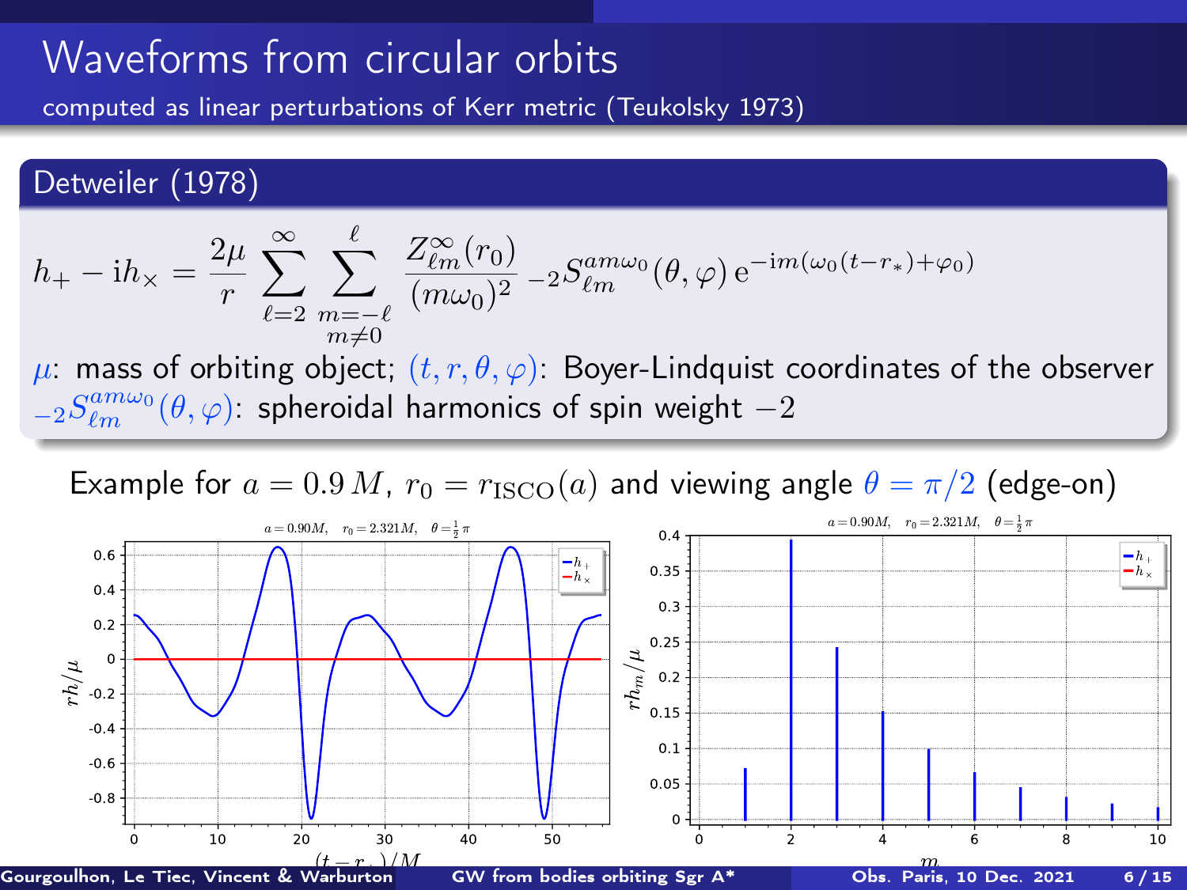# Waveforms from circular orbits

computed as linear perturbations of Kerr metric (Teukolsky 1973)

## Detweiler (1978)

$$h_+ - \mathrm{i}h_\times = \frac{2\mu}{r} \sum_{\ell=2}^{\infty} \sum_{\substack{m=-\ell \\ m\neq 0}}^{\ell} \frac{Z^\infty_{\ell m}(r_0)}{(m\omega_0)^2} \, {}_{-2}S^{am\omega_0}_{\ell m}(\theta, \varphi) \, \mathrm{e}^{-\mathrm{i}m(\omega_0(t-r_*)+\varphi_0)}$$

$\mu$: mass of orbiting object; $(t, r, \theta, \varphi)$: Boyer-Lindquist coordinates of the observer
${}_{-2}S^{am\omega_0}_{\ell m}(\theta, \varphi)$: spheroidal harmonics of spin weight $-2$

Example for $a = 0.9\,M$, $r_0 = r_{\rm ISCO}(a)$ and viewing angle $\theta = \pi/2$ (edge-on)

Left plot: $a = 0.90M$, $r_0 = 2.321M$, $\theta = \frac{1}{2}\pi$ — $rh/\mu$ versus $(t - r_*)/M$, curves $h_+$ and $h_\times$.

Right plot: $a = 0.90M$, $r_0 = 2.321M$, $\theta = \frac{1}{2}\pi$ — $rh_m/\mu$ versus $m$, for $h_+$ and $h_\times$.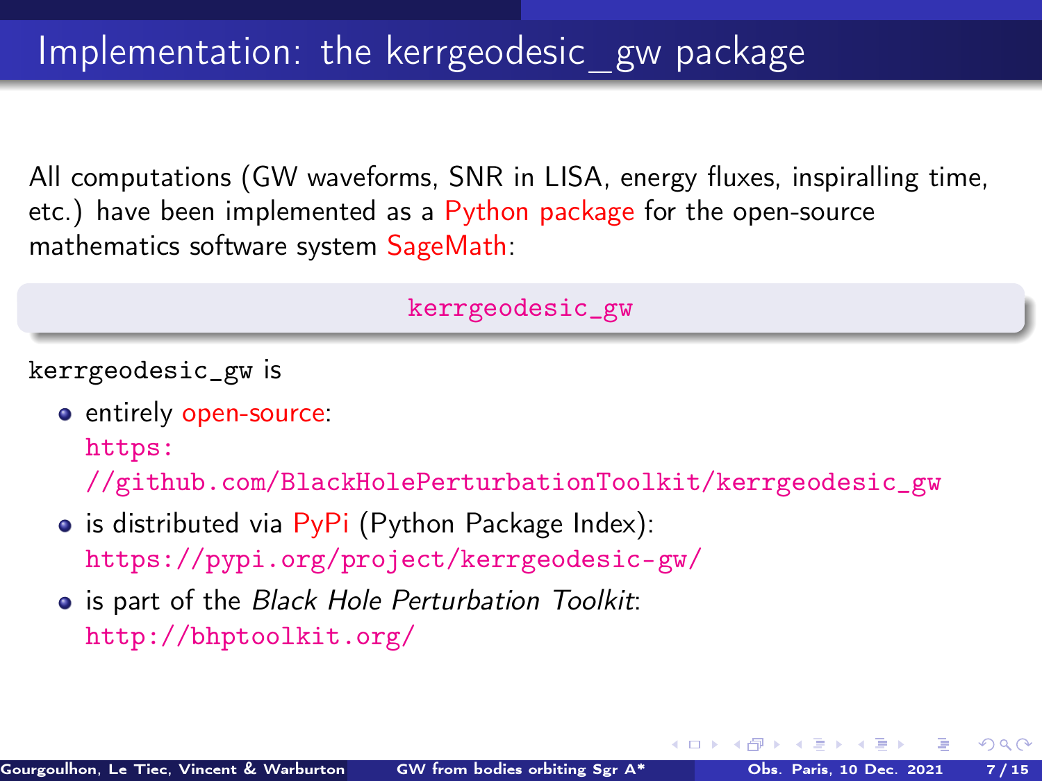# Implementation: the kerrgeodesic_gw package

All computations (GW waveforms, SNR in LISA, energy fluxes, inspiralling time, etc.) have been implemented as a Python package for the open-source mathematics software system SageMath:

`kerrgeodesic_gw`

`kerrgeodesic_gw` is

- entirely open-source:
  `https://github.com/BlackHolePerturbationToolkit/kerrgeodesic_gw`
- is distributed via PyPi (Python Package Index):
  `https://pypi.org/project/kerrgeodesic-gw/`
- is part of the *Black Hole Perturbation Toolkit*:
  `http://bhptoolkit.org/`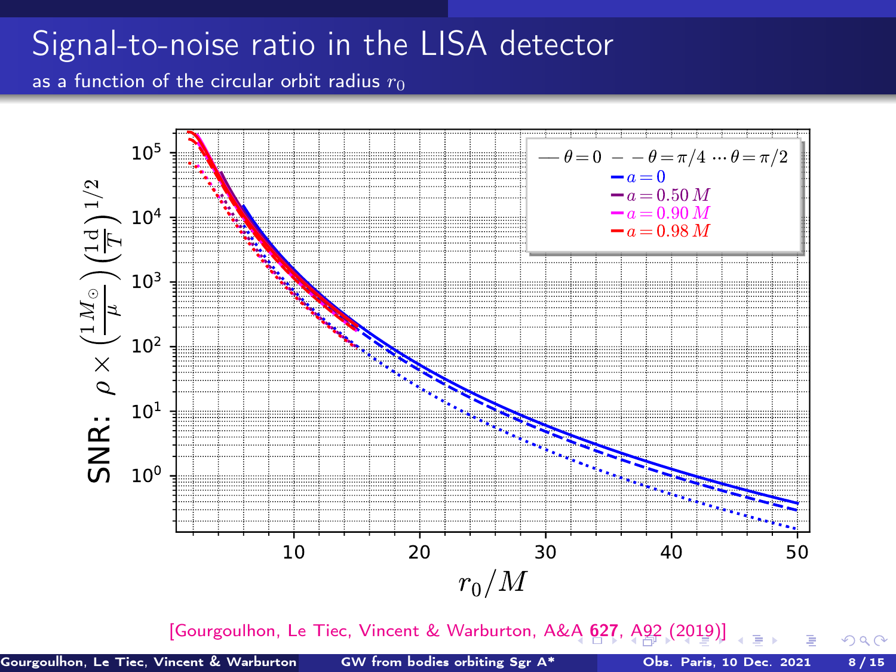# Signal-to-noise ratio in the LISA detector

as a function of the circular orbit radius $r_0$

[Gourgoulhon, Le Tiec, Vincent & Warburton, A&A **627**, A92 (2019)]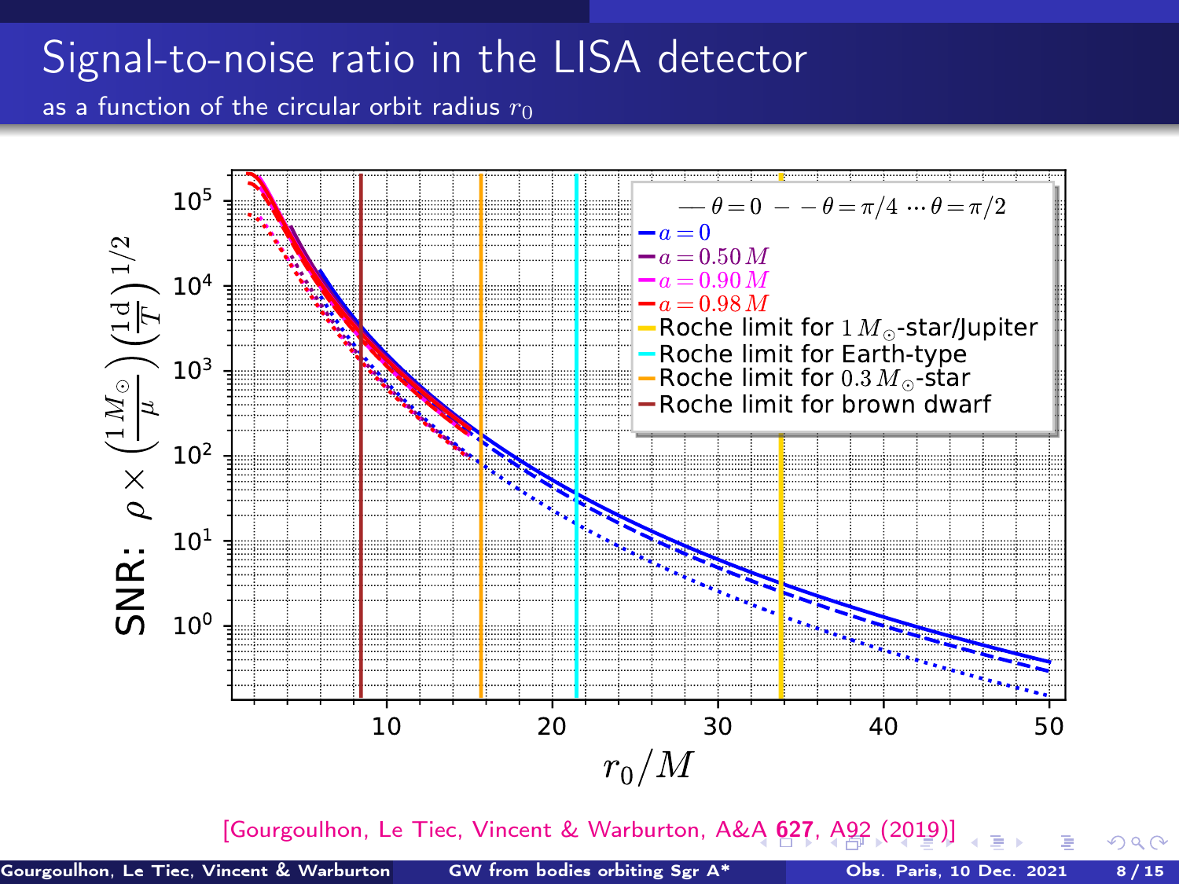# Signal-to-noise ratio in the LISA detector

as a function of the circular orbit radius $r_0$

SNR: $\rho \times \left(\frac{1\,M_\odot}{\mu}\right)\left(\frac{1\,\mathrm{d}}{T}\right)^{1/2}$

$r_0/M$

— $\theta = 0$ – – $\theta = \pi/4$ ··· $\theta = \pi/2$

- $a = 0$
- $a = 0.50\,M$
- $a = 0.90\,M$
- $a = 0.98\,M$
- Roche limit for $1\,M_\odot$-star/Jupiter
- Roche limit for Earth-type
- Roche limit for $0.3\,M_\odot$-star
- Roche limit for brown dwarf

[Gourgoulhon, Le Tiec, Vincent & Warburton, A&A **627**, A92 (2019)]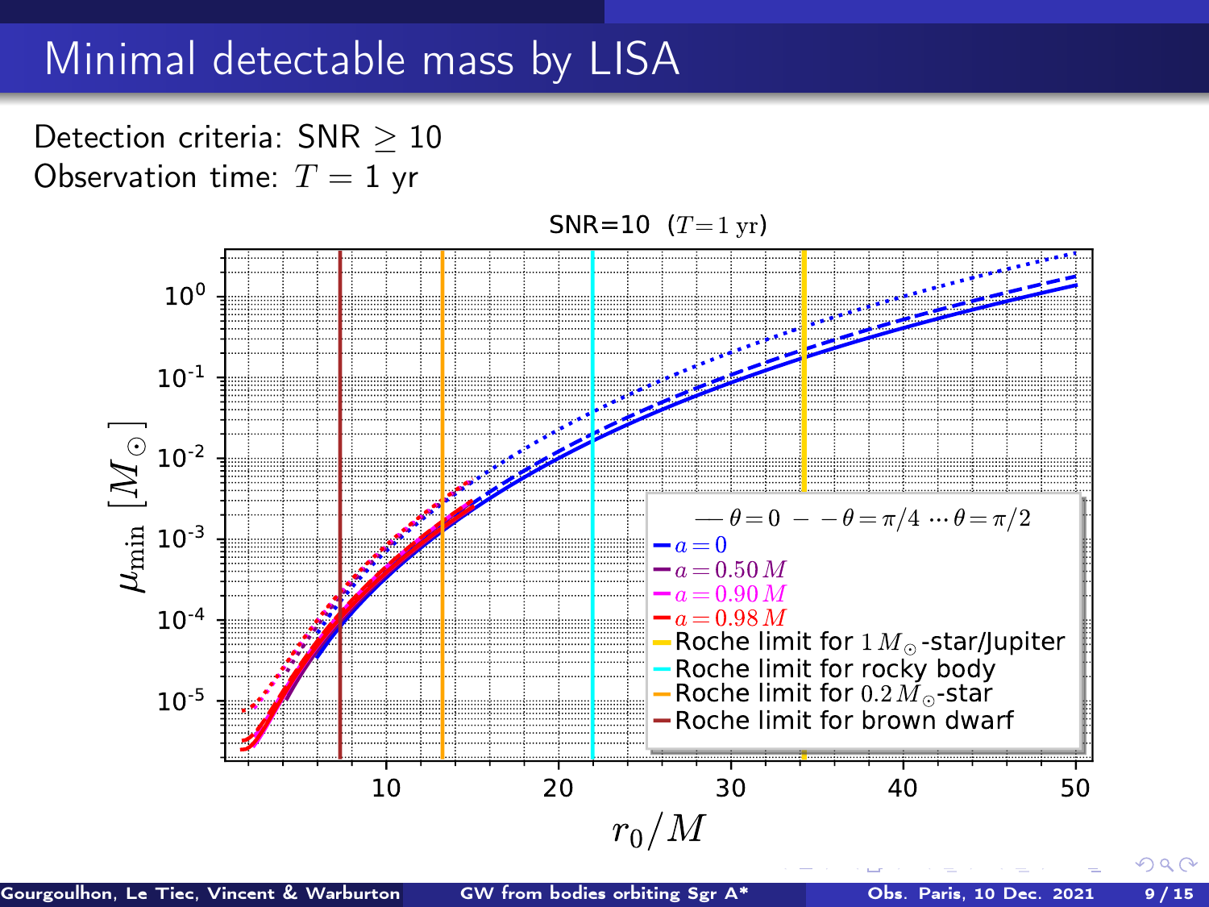# Minimal detectable mass by LISA

Detection criteria: SNR $\geq 10$

Observation time: $T = 1$ yr

SNR=10 $(T = 1\ \mathrm{yr})$

— $\theta = 0$ – – $\theta = \pi/4$ ··· $\theta = \pi/2$

- $a = 0$
- $a = 0.50\,M$
- $a = 0.90\,M$
- $a = 0.98\,M$
- Roche limit for $1\,M_\odot$-star/Jupiter
- Roche limit for rocky body
- Roche limit for $0.2\,M_\odot$-star
- Roche limit for brown dwarf

$\mu_{\rm min}\ [M_\odot]$

$r_0/M$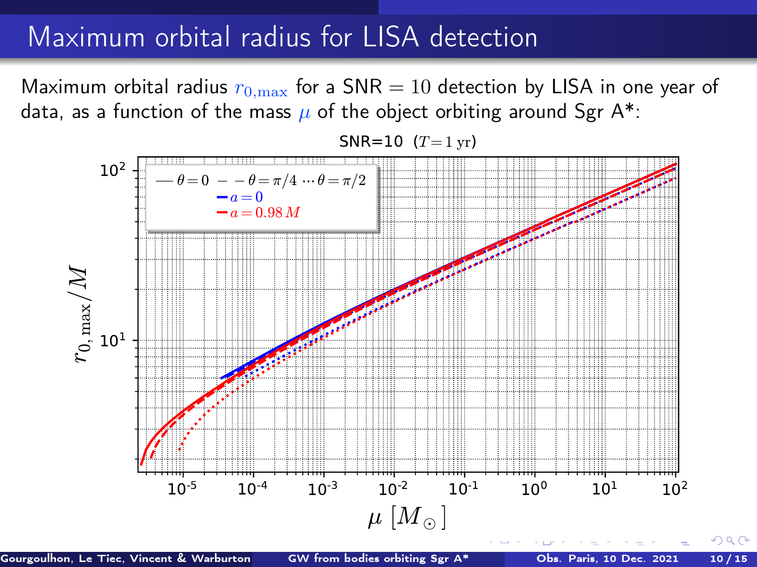# Maximum orbital radius for LISA detection

Maximum orbital radius $r_{0,\max}$ for a SNR $= 10$ detection by LISA in one year of data, as a function of the mass $\mu$ of the object orbiting around Sgr A*: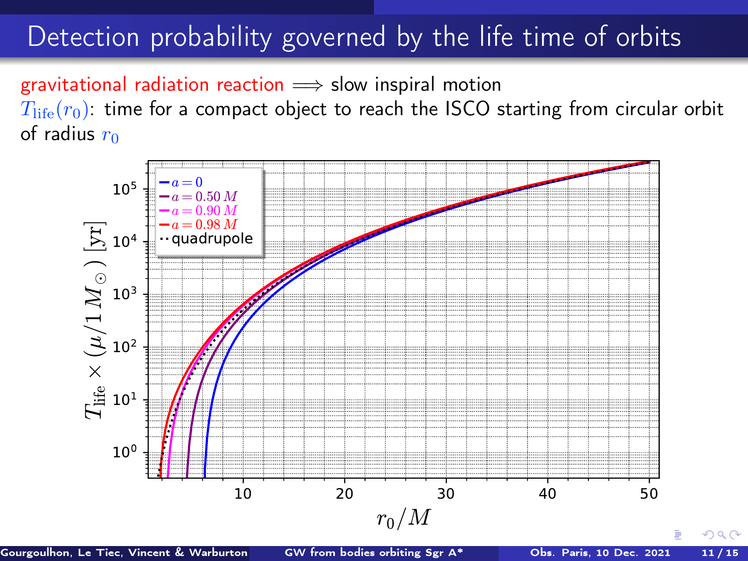# Detection probability governed by the life time of orbits

gravitational radiation reaction $\Longrightarrow$ slow inspiral motion

$T_{\rm life}(r_0)$: time for a compact object to reach the ISCO starting from circular orbit of radius $r_0$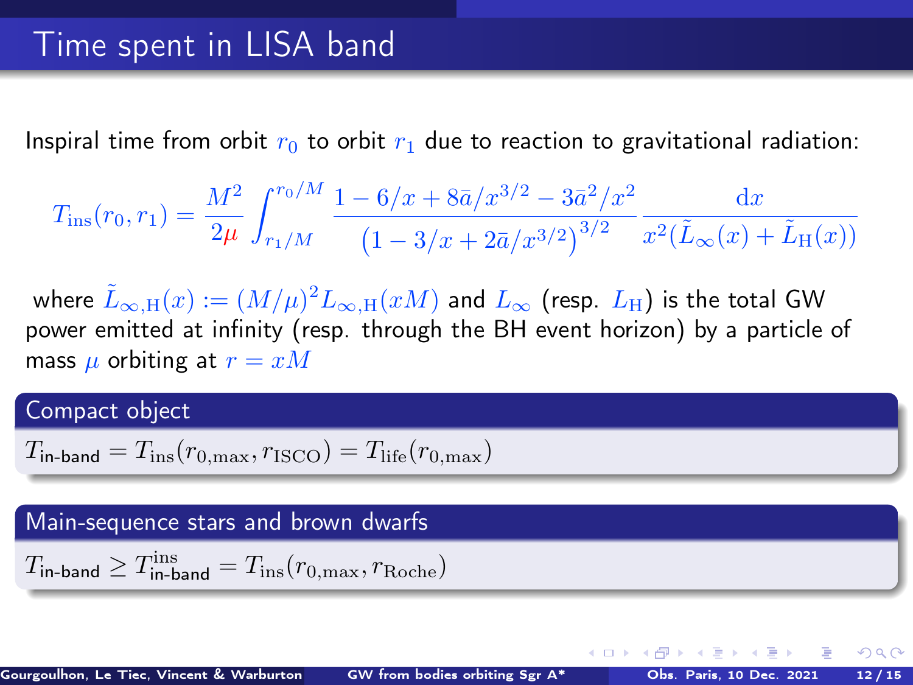# Time spent in LISA band

Inspiral time from orbit $r_0$ to orbit $r_1$ due to reaction to gravitational radiation:

$$T_{\rm ins}(r_0, r_1) = \frac{M^2}{2\mu} \int_{r_1/M}^{r_0/M} \frac{1 - 6/x + 8\bar{a}/x^{3/2} - 3\bar{a}^2/x^2}{\left(1 - 3/x + 2\bar{a}/x^{3/2}\right)^{3/2}} \frac{\mathrm{d}x}{x^2(\tilde{L}_\infty(x) + \tilde{L}_{\rm H}(x))}$$

where $\tilde{L}_{\infty,\rm H}(x) := (M/\mu)^2 L_{\infty,\rm H}(xM)$ and $L_\infty$ (resp. $L_{\rm H}$) is the total GW power emitted at infinity (resp. through the BH event horizon) by a particle of mass $\mu$ orbiting at $r = xM$

### Compact object

$T_{\text{in-band}} = T_{\rm ins}(r_{0,\max}, r_{\rm ISCO}) = T_{\rm life}(r_{0,\max})$

### Main-sequence stars and brown dwarfs

$T_{\text{in-band}} \geq T^{\rm ins}_{\text{in-band}} = T_{\rm ins}(r_{0,\max}, r_{\rm Roche})$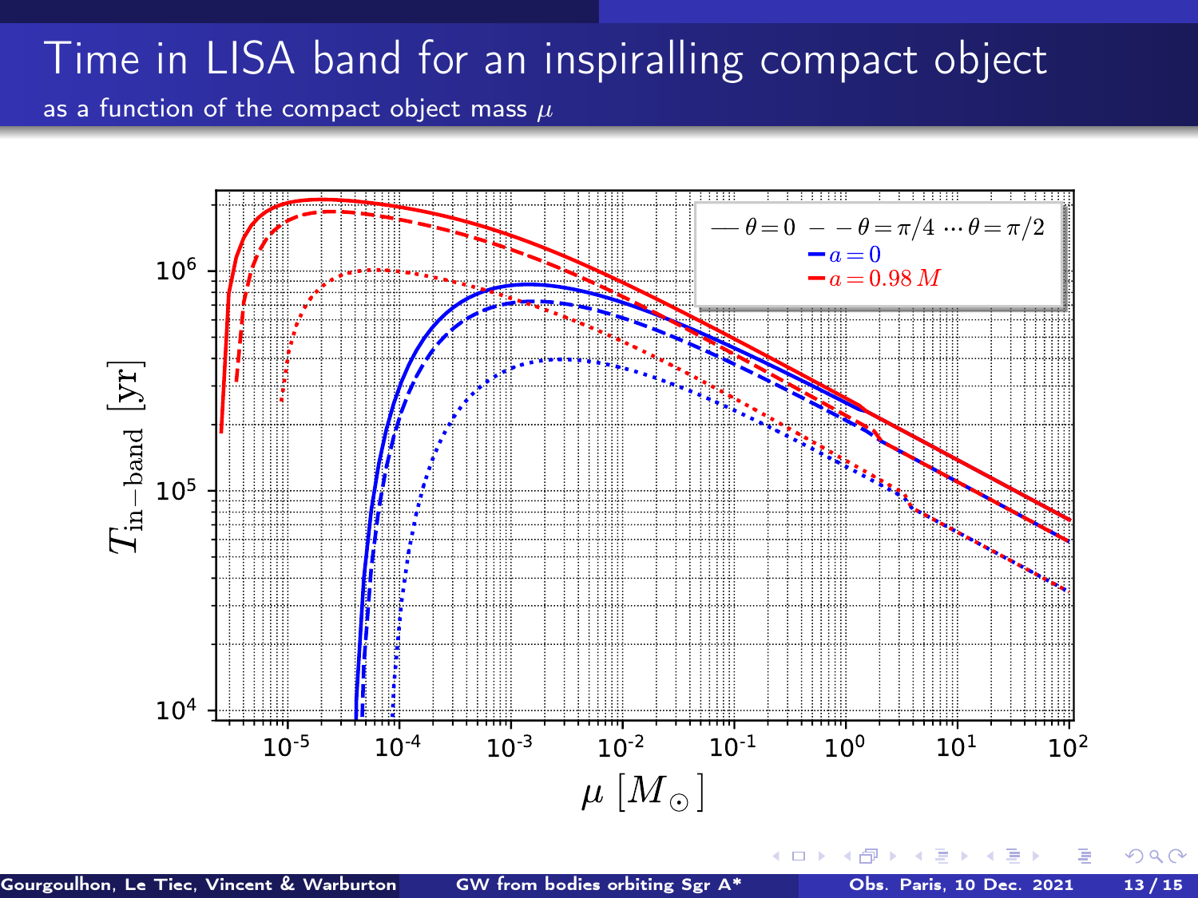# Time in LISA band for an inspiralling compact object

as a function of the compact object mass $\mu$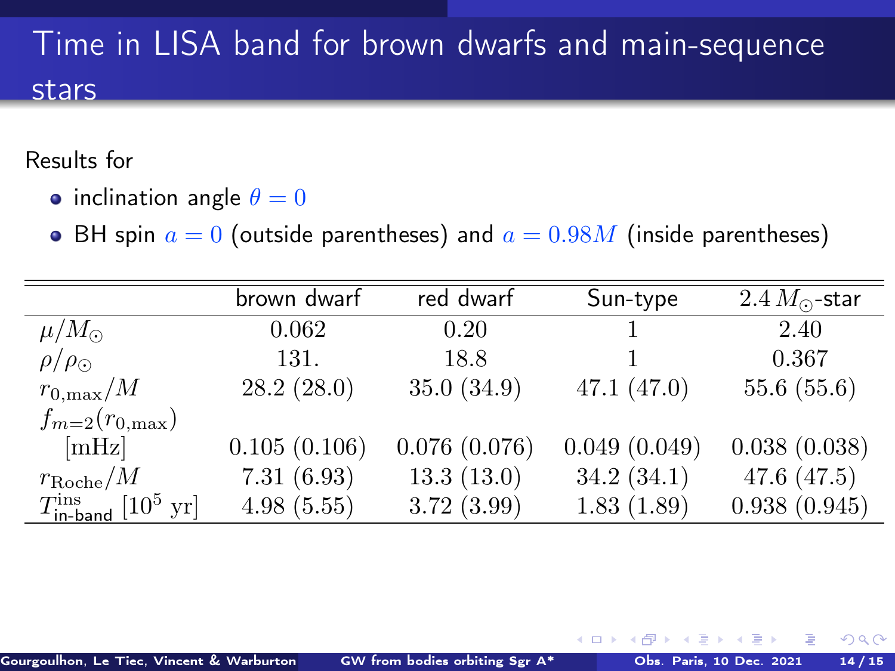# Time in LISA band for brown dwarfs and main-sequence stars

Results for

- inclination angle $\theta = 0$
- BH spin $a = 0$ (outside parentheses) and $a = 0.98M$ (inside parentheses)

| | brown dwarf | red dwarf | Sun-type | $2.4\,M_\odot$-star |
|---|---|---|---|---|
| $\mu/M_\odot$ | 0.062 | 0.20 | 1 | 2.40 |
| $\rho/\rho_\odot$ | 131. | 18.8 | 1 | 0.367 |
| $r_{0,\max}/M$ | 28.2 (28.0) | 35.0 (34.9) | 47.1 (47.0) | 55.6 (55.6) |
| $f_{m=2}(r_{0,\max})$ [mHz] | 0.105 (0.106) | 0.076 (0.076) | 0.049 (0.049) | 0.038 (0.038) |
| $r_{\rm Roche}/M$ | 7.31 (6.93) | 13.3 (13.0) | 34.2 (34.1) | 47.6 (47.5) |
| $T^{\rm ins}_{\text{in-band}}$ [$10^5$ yr] | 4.98 (5.55) | 3.72 (3.99) | 1.83 (1.89) | 0.938 (0.945) |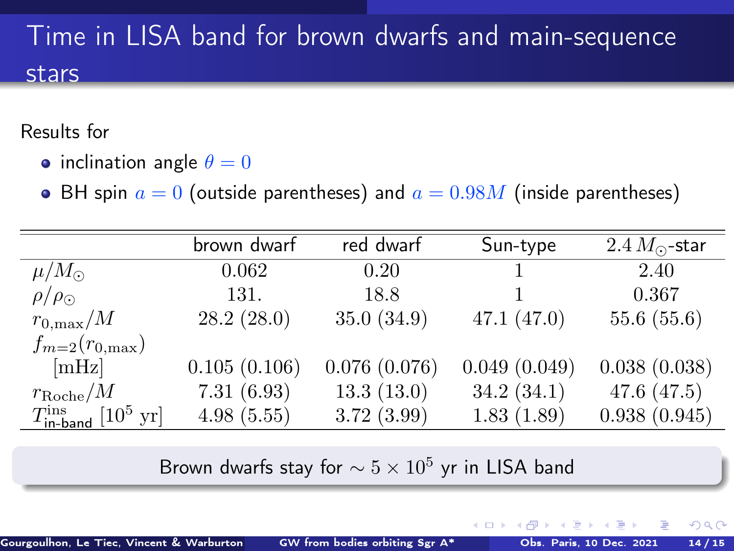# Time in LISA band for brown dwarfs and main-sequence stars

Results for

- inclination angle $\theta = 0$
- BH spin $a = 0$ (outside parentheses) and $a = 0.98M$ (inside parentheses)

| | brown dwarf | red dwarf | Sun-type | $2.4\, M_\odot$-star |
|---|---|---|---|---|
| $\mu/M_\odot$ | 0.062 | 0.20 | 1 | 2.40 |
| $\rho/\rho_\odot$ | 131. | 18.8 | 1 | 0.367 |
| $r_{0,\max}/M$ | 28.2 (28.0) | 35.0 (34.9) | 47.1 (47.0) | 55.6 (55.6) |
| $f_{m=2}(r_{0,\max})$ [mHz] | 0.105 (0.106) | 0.076 (0.076) | 0.049 (0.049) | 0.038 (0.038) |
| $r_{\rm Roche}/M$ | 7.31 (6.93) | 13.3 (13.0) | 34.2 (34.1) | 47.6 (47.5) |
| $T^{\rm ins}_{\text{in-band}}$ [$10^5$ yr] | 4.98 (5.55) | 3.72 (3.99) | 1.83 (1.89) | 0.938 (0.945) |

Brown dwarfs stay for $\sim 5 \times 10^5$ yr in LISA band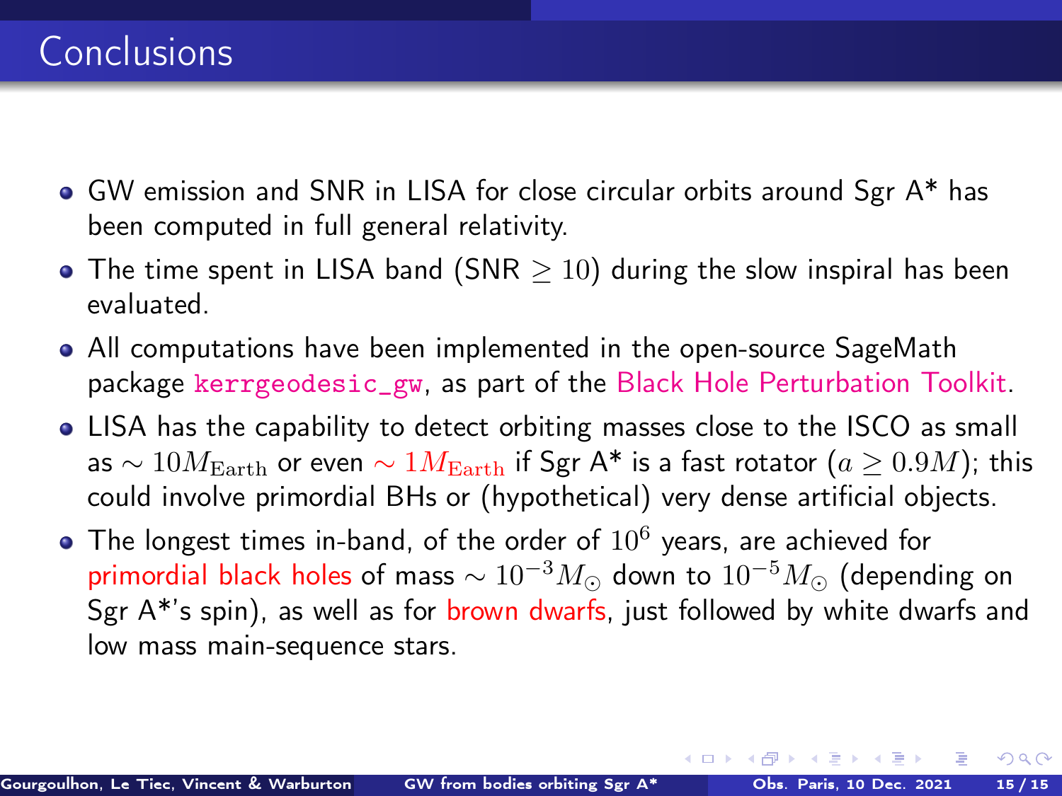# Conclusions

- GW emission and SNR in LISA for close circular orbits around Sgr A* has been computed in full general relativity.
- The time spent in LISA band (SNR $\geq 10$) during the slow inspiral has been evaluated.
- All computations have been implemented in the open-source SageMath package `kerrgeodesic_gw`, as part of the Black Hole Perturbation Toolkit.
- LISA has the capability to detect orbiting masses close to the ISCO as small as $\sim 10 M_{\rm Earth}$ or even $\sim 1 M_{\rm Earth}$ if Sgr A* is a fast rotator ($a \geq 0.9M$); this could involve primordial BHs or (hypothetical) very dense artificial objects.
- The longest times in-band, of the order of $10^6$ years, are achieved for primordial black holes of mass $\sim 10^{-3} M_\odot$ down to $10^{-5} M_\odot$ (depending on Sgr A*'s spin), as well as for brown dwarfs, just followed by white dwarfs and low mass main-sequence stars.